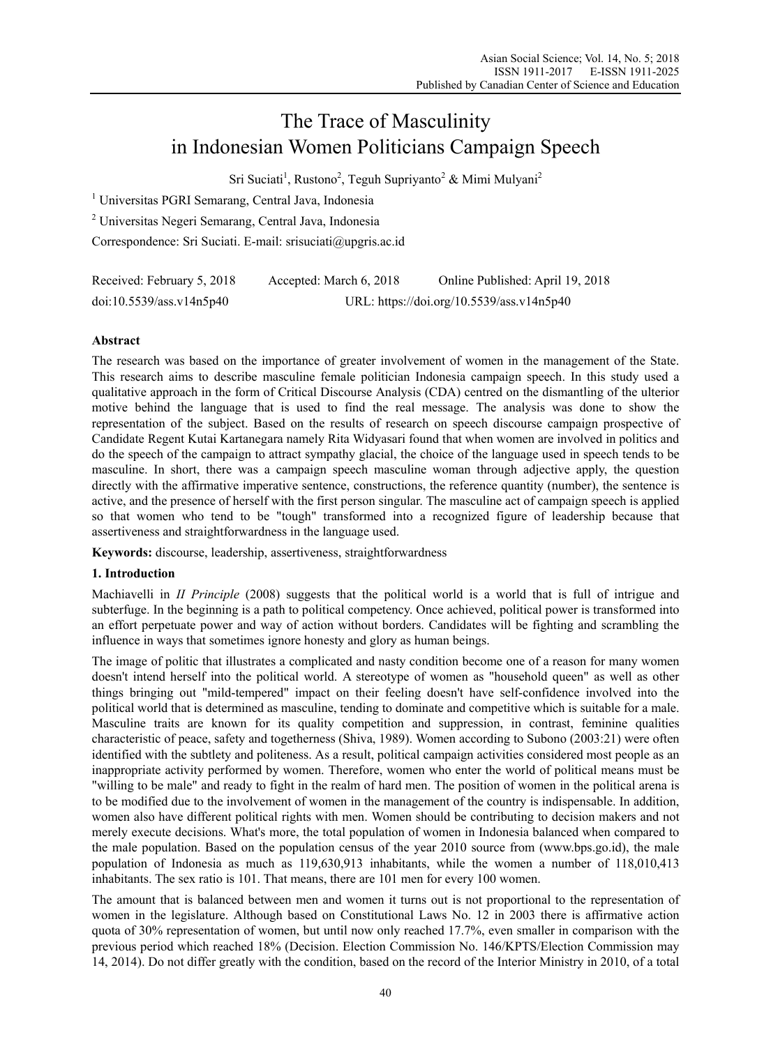# The Trace of Masculinity in Indonesian Women Politicians Campaign Speech

Sri Suciati[1], Rustono[2], Teguh Supriyanto[2] & Mimi Mulyani[2]

[1] Universitas PGRI Semarang, Central Java, Indonesia

[2] Universitas Negeri Semarang, Central Java, Indonesia

Correspondence: Sri Suciati. E-mail: srisuciati@upgris.ac.id

Received: February 5, 2018 Accepted: March 6, 2018 Online Published: April 19, 2018

doi:10.5539/ass.v14n5p40 URL: https://doi.org/10.5539/ass.v14n5p40

## Abstract

The research was based on the importance of greater involvement of women in the management of the State. This research aims to describe masculine female politician Indonesia campaign speech. In this study used a qualitative approach in the form of Critical Discourse Analysis (CDA) centred on the dismantling of the ulterior motive behind the language that is used to find the real message. The analysis was done to show the representation of the subject. Based on the results of research on speech discourse campaign prospective of Candidate Regent Kutai Kartanegara namely Rita Widyasari found that when women are involved in politics and do the speech of the campaign to attract sympathy glacial, the choice of the language used in speech tends to be masculine. In short, there was a campaign speech masculine woman through adjective apply, the question directly with the affirmative imperative sentence, constructions, the reference quantity (number), the sentence is active, and the presence of herself with the first person singular. The masculine act of campaign speech is applied so that women who tend to be "tough" transformed into a recognized figure of leadership because that assertiveness and straightforwardness in the language used.

**Keywords:** discourse, leadership, assertiveness, straightforwardness

## 1. Introduction

Machiavelli in *II Principle* (2008) suggests that the political world is a world that is full of intrigue and subterfuge. In the beginning is a path to political competency. Once achieved, political power is transformed into an effort perpetuate power and way of action without borders. Candidates will be fighting and scrambling the influence in ways that sometimes ignore honesty and glory as human beings.

The image of politic that illustrates a complicated and nasty condition become one of a reason for many women doesn't intend herself into the political world. A stereotype of women as "household queen" as well as other things bringing out "mild-tempered" impact on their feeling doesn't have self-confidence involved into the political world that is determined as masculine, tending to dominate and competitive which is suitable for a male. Masculine traits are known for its quality competition and suppression, in contrast, feminine qualities characteristic of peace, safety and togetherness (Shiva, 1989). Women according to Subono (2003:21) were often identified with the subtlety and politeness. As a result, political campaign activities considered most people as an inappropriate activity performed by women. Therefore, women who enter the world of political means must be "willing to be male" and ready to fight in the realm of hard men. The position of women in the political arena is to be modified due to the involvement of women in the management of the country is indispensable. In addition, women also have different political rights with men. Women should be contributing to decision makers and not merely execute decisions. What's more, the total population of women in Indonesia balanced when compared to the male population. Based on the population census of the year 2010 source from (www.bps.go.id), the male population of Indonesia as much as 119,630,913 inhabitants, while the women a number of 118,010,413 inhabitants. The sex ratio is 101. That means, there are 101 men for every 100 women.

The amount that is balanced between men and women it turns out is not proportional to the representation of women in the legislature. Although based on Constitutional Laws No. 12 in 2003 there is affirmative action quota of 30% representation of women, but until now only reached 17.7%, even smaller in comparison with the previous period which reached 18% (Decision. Election Commission No. 146/KPTS/Election Commission may 14, 2014). Do not differ greatly with the condition, based on the record of the Interior Ministry in 2010, of a total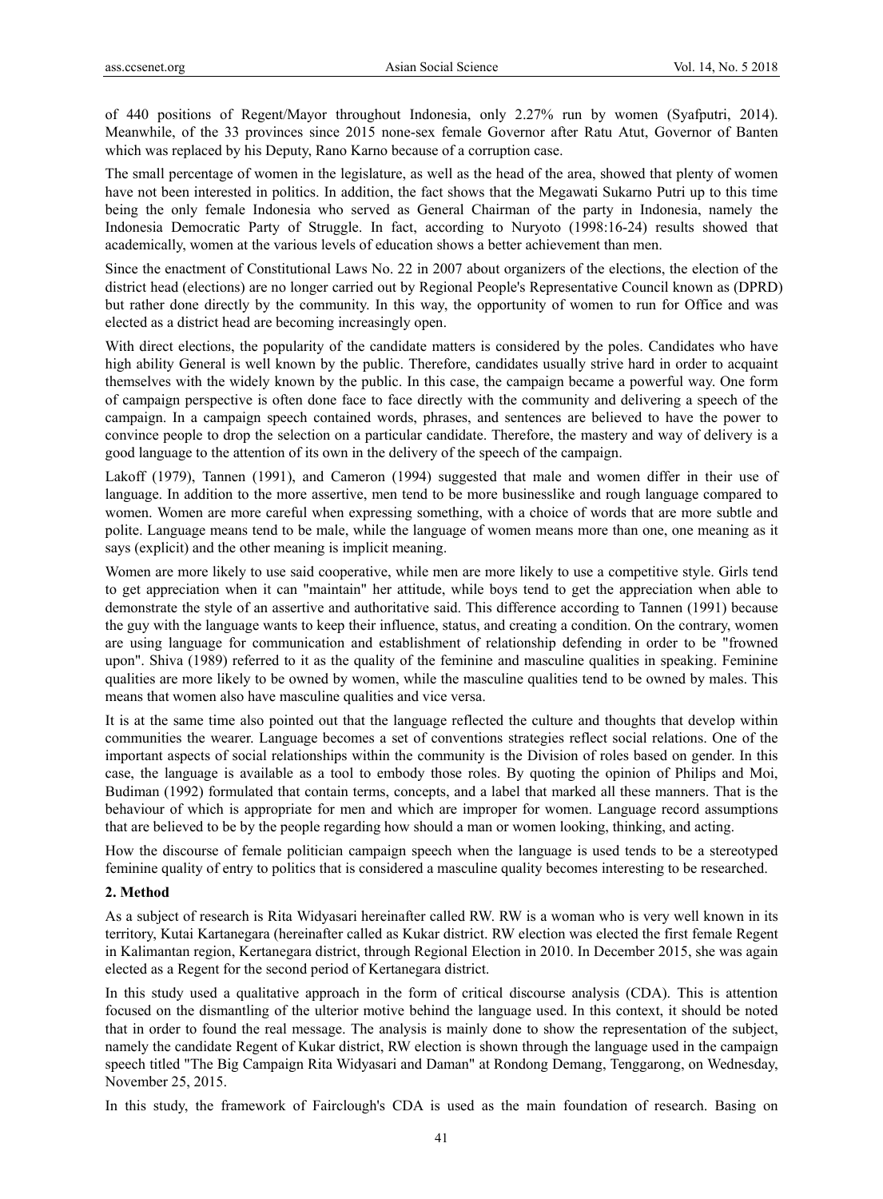of 440 positions of Regent/Mayor throughout Indonesia, only 2.27% run by women (Syafputri, 2014). Meanwhile, of the 33 provinces since 2015 none-sex female Governor after Ratu Atut, Governor of Banten which was replaced by his Deputy, Rano Karno because of a corruption case.

The small percentage of women in the legislature, as well as the head of the area, showed that plenty of women have not been interested in politics. In addition, the fact shows that the Megawati Sukarno Putri up to this time being the only female Indonesia who served as General Chairman of the party in Indonesia, namely the Indonesia Democratic Party of Struggle. In fact, according to Nuryoto (1998:16-24) results showed that academically, women at the various levels of education shows a better achievement than men.

Since the enactment of Constitutional Laws No. 22 in 2007 about organizers of the elections, the election of the district head (elections) are no longer carried out by Regional People's Representative Council known as (DPRD) but rather done directly by the community. In this way, the opportunity of women to run for Office and was elected as a district head are becoming increasingly open.

With direct elections, the popularity of the candidate matters is considered by the poles. Candidates who have high ability General is well known by the public. Therefore, candidates usually strive hard in order to acquaint themselves with the widely known by the public. In this case, the campaign became a powerful way. One form of campaign perspective is often done face to face directly with the community and delivering a speech of the campaign. In a campaign speech contained words, phrases, and sentences are believed to have the power to convince people to drop the selection on a particular candidate. Therefore, the mastery and way of delivery is a good language to the attention of its own in the delivery of the speech of the campaign.

Lakoff (1979), Tannen (1991), and Cameron (1994) suggested that male and women differ in their use of language. In addition to the more assertive, men tend to be more businesslike and rough language compared to women. Women are more careful when expressing something, with a choice of words that are more subtle and polite. Language means tend to be male, while the language of women means more than one, one meaning as it says (explicit) and the other meaning is implicit meaning.

Women are more likely to use said cooperative, while men are more likely to use a competitive style. Girls tend to get appreciation when it can "maintain" her attitude, while boys tend to get the appreciation when able to demonstrate the style of an assertive and authoritative said. This difference according to Tannen (1991) because the guy with the language wants to keep their influence, status, and creating a condition. On the contrary, women are using language for communication and establishment of relationship defending in order to be "frowned upon". Shiva (1989) referred to it as the quality of the feminine and masculine qualities in speaking. Feminine qualities are more likely to be owned by women, while the masculine qualities tend to be owned by males. This means that women also have masculine qualities and vice versa.

It is at the same time also pointed out that the language reflected the culture and thoughts that develop within communities the wearer. Language becomes a set of conventions strategies reflect social relations. One of the important aspects of social relationships within the community is the Division of roles based on gender. In this case, the language is available as a tool to embody those roles. By quoting the opinion of Philips and Moi, Budiman (1992) formulated that contain terms, concepts, and a label that marked all these manners. That is the behaviour of which is appropriate for men and which are improper for women. Language record assumptions that are believed to be by the people regarding how should a man or women looking, thinking, and acting.

How the discourse of female politician campaign speech when the language is used tends to be a stereotyped feminine quality of entry to politics that is considered a masculine quality becomes interesting to be researched.

## 2. Method

As a subject of research is Rita Widyasari hereinafter called RW. RW is a woman who is very well known in its territory, Kutai Kartanegara (hereinafter called as Kukar district. RW election was elected the first female Regent in Kalimantan region, Kertanegara district, through Regional Election in 2010. In December 2015, she was again elected as a Regent for the second period of Kertanegara district.

In this study used a qualitative approach in the form of critical discourse analysis (CDA). This is attention focused on the dismantling of the ulterior motive behind the language used. In this context, it should be noted that in order to found the real message. The analysis is mainly done to show the representation of the subject, namely the candidate Regent of Kukar district, RW election is shown through the language used in the campaign speech titled "The Big Campaign Rita Widyasari and Daman" at Rondong Demang, Tenggarong, on Wednesday, November 25, 2015.

In this study, the framework of Fairclough's CDA is used as the main foundation of research. Basing on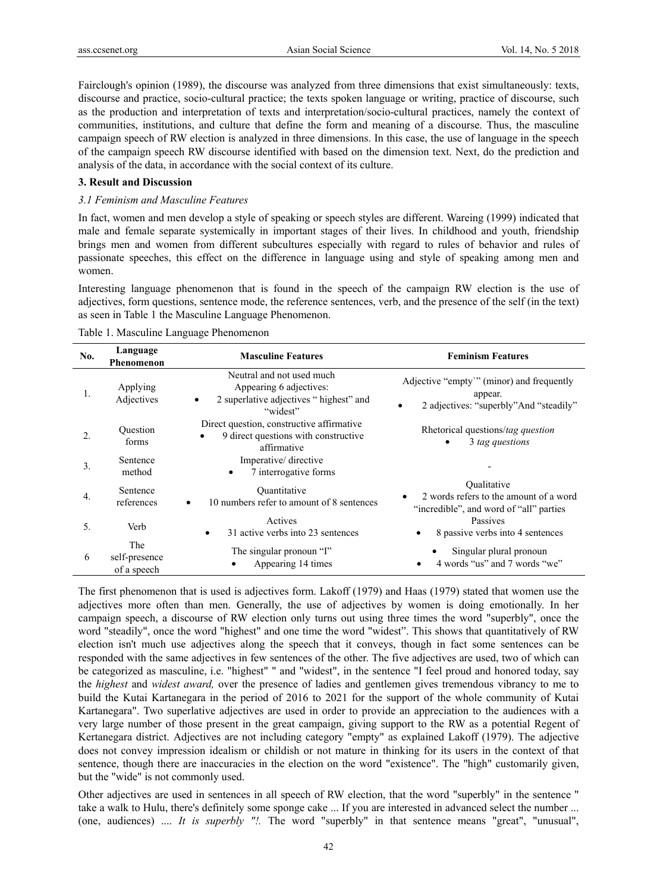Fairclough's opinion (1989), the discourse was analyzed from three dimensions that exist simultaneously: texts, discourse and practice, socio-cultural practice; the texts spoken language or writing, practice of discourse, such as the production and interpretation of texts and interpretation/socio-cultural practices, namely the context of communities, institutions, and culture that define the form and meaning of a discourse. Thus, the masculine campaign speech of RW election is analyzed in three dimensions. In this case, the use of language in the speech of the campaign speech RW discourse identified with based on the dimension text. Next, do the prediction and analysis of the data, in accordance with the social context of its culture.

**3. Result and Discussion**

*3.1 Feminism and Masculine Features*

In fact, women and men develop a style of speaking or speech styles are different. Wareing (1999) indicated that male and female separate systemically in important stages of their lives. In childhood and youth, friendship brings men and women from different subcultures especially with regard to rules of behavior and rules of passionate speeches, this effect on the difference in language using and style of speaking among men and women.

Interesting language phenomenon that is found in the speech of the campaign RW election is the use of adjectives, form questions, sentence mode, the reference sentences, verb, and the presence of the self (in the text) as seen in Table 1 the Masculine Language Phenomenon.

Table 1. Masculine Language Phenomenon

| No. | Language Phenomenon | Masculine Features | Feminism Features |
|---|---|---|---|
| 1. | Applying Adjectives | Neutral and not used much Appearing 6 adjectives:<br>• 2 superlative adjectives " highest" and "widest" | Adjective "empty`" (minor) and frequently appear.<br>• 2 adjectives: "superbly"And "steadily" |
| 2. | Question forms | Direct question, constructive affirmative<br>• 9 direct questions with constructive affirmative | Rhetorical questions/*tag question*<br>• 3 *tag questions* |
| 3. | Sentence method | Imperative/ directive<br>• 7 interrogative forms | - |
| 4. | Sentence references | Quantitative<br>• 10 numbers refer to amount of 8 sentences | Qualitative<br>• 2 words refers to the amount of a word "incredible", and word of "all" parties |
| 5. | Verb | Actives<br>• 31 active verbs into 23 sentences | Passives<br>• 8 passive verbs into 4 sentences |
| 6 | The self-presence of a speech | The singular pronoun "I"<br>• Appearing 14 times | • Singular plural pronoun<br>• 4 words "us" and 7 words "we" |

The first phenomenon that is used is adjectives form. Lakoff (1979) and Haas (1979) stated that women use the adjectives more often than men. Generally, the use of adjectives by women is doing emotionally. In her campaign speech, a discourse of RW election only turns out using three times the word "superbly", once the word "steadily", once the word "highest" and one time the word "widest". This shows that quantitatively of RW election isn't much use adjectives along the speech that it conveys, though in fact some sentences can be responded with the same adjectives in few sentences of the other. The five adjectives are used, two of which can be categorized as masculine, i.e. "highest" " and "widest", in the sentence "I feel proud and honored today, say the *highest* and *widest award,* over the presence of ladies and gentlemen gives tremendous vibrancy to me to build the Kutai Kartanegara in the period of 2016 to 2021 for the support of the whole community of Kutai Kartanegara". Two superlative adjectives are used in order to provide an appreciation to the audiences with a very large number of those present in the great campaign, giving support to the RW as a potential Regent of Kertanegara district. Adjectives are not including category "empty" as explained Lakoff (1979). The adjective does not convey impression idealism or childish or not mature in thinking for its users in the context of that sentence, though there are inaccuracies in the election on the word "existence". The "high" customarily given, but the "wide" is not commonly used.

Other adjectives are used in sentences in all speech of RW election, that the word "superbly" in the sentence " take a walk to Hulu, there's definitely some sponge cake ... If you are interested in advanced select the number ... (one, audiences) .... *It is superbly "!.* The word "superbly" in that sentence means "great", "unusual",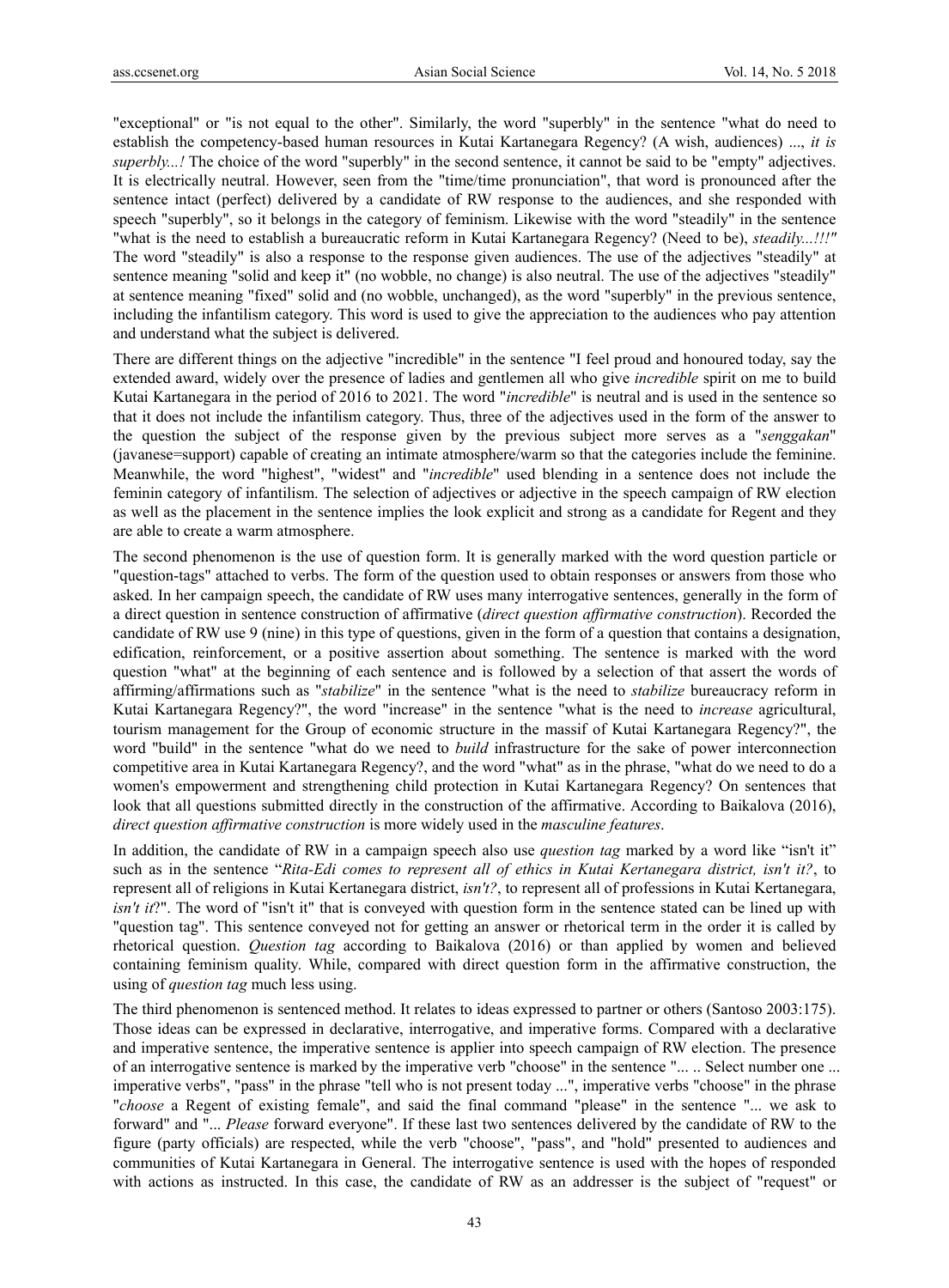"exceptional" or "is not equal to the other". Similarly, the word "superbly" in the sentence "what do need to establish the competency-based human resources in Kutai Kartanegara Regency? (A wish, audiences) ..., *it is superbly...!* The choice of the word "superbly" in the second sentence, it cannot be said to be "empty" adjectives. It is electrically neutral. However, seen from the "time/time pronunciation", that word is pronounced after the sentence intact (perfect) delivered by a candidate of RW response to the audiences, and she responded with speech "superbly", so it belongs in the category of feminism. Likewise with the word "steadily" in the sentence "what is the need to establish a bureaucratic reform in Kutai Kartanegara Regency? (Need to be), *steadily...!!!"* The word "steadily" is also a response to the response given audiences. The use of the adjectives "steadily" at sentence meaning "solid and keep it" (no wobble, no change) is also neutral. The use of the adjectives "steadily" at sentence meaning "fixed" solid and (no wobble, unchanged), as the word "superbly" in the previous sentence, including the infantilism category. This word is used to give the appreciation to the audiences who pay attention and understand what the subject is delivered.

There are different things on the adjective "incredible" in the sentence "I feel proud and honoured today, say the extended award, widely over the presence of ladies and gentlemen all who give *incredible* spirit on me to build Kutai Kartanegara in the period of 2016 to 2021. The word "*incredible*" is neutral and is used in the sentence so that it does not include the infantilism category. Thus, three of the adjectives used in the form of the answer to the question the subject of the response given by the previous subject more serves as a "*senggakan*" (javanese=support) capable of creating an intimate atmosphere/warm so that the categories include the feminine. Meanwhile, the word "highest", "widest" and "*incredible*" used blending in a sentence does not include the feminin category of infantilism. The selection of adjectives or adjective in the speech campaign of RW election as well as the placement in the sentence implies the look explicit and strong as a candidate for Regent and they are able to create a warm atmosphere.

The second phenomenon is the use of question form. It is generally marked with the word question particle or "question-tags" attached to verbs. The form of the question used to obtain responses or answers from those who asked. In her campaign speech, the candidate of RW uses many interrogative sentences, generally in the form of a direct question in sentence construction of affirmative (*direct question affirmative construction*). Recorded the candidate of RW use 9 (nine) in this type of questions, given in the form of a question that contains a designation, edification, reinforcement, or a positive assertion about something. The sentence is marked with the word question "what" at the beginning of each sentence and is followed by a selection of that assert the words of affirming/affirmations such as "*stabilize*" in the sentence "what is the need to *stabilize* bureaucracy reform in Kutai Kartanegara Regency?", the word "increase" in the sentence "what is the need to *increase* agricultural, tourism management for the Group of economic structure in the massif of Kutai Kartanegara Regency?", the word "build" in the sentence "what do we need to *build* infrastructure for the sake of power interconnection competitive area in Kutai Kartanegara Regency?, and the word "what" as in the phrase, "what do we need to do a women's empowerment and strengthening child protection in Kutai Kartanegara Regency? On sentences that look that all questions submitted directly in the construction of the affirmative. According to Baikalova (2016), *direct question affirmative construction* is more widely used in the *masculine features*.

In addition, the candidate of RW in a campaign speech also use *question tag* marked by a word like "isn't it" such as in the sentence "*Rita-Edi comes to represent all of ethics in Kutai Kertanegara district, isn't it?*, to represent all of religions in Kutai Kertanegara district, *isn't?*, to represent all of professions in Kutai Kertanegara, *isn't it*?". The word of "isn't it" that is conveyed with question form in the sentence stated can be lined up with "question tag". This sentence conveyed not for getting an answer or rhetorical term in the order it is called by rhetorical question. *Question tag* according to Baikalova (2016) or than applied by women and believed containing feminism quality. While, compared with direct question form in the affirmative construction, the using of *question tag* much less using.

The third phenomenon is sentenced method. It relates to ideas expressed to partner or others (Santoso 2003:175). Those ideas can be expressed in declarative, interrogative, and imperative forms. Compared with a declarative and imperative sentence, the imperative sentence is applier into speech campaign of RW election. The presence of an interrogative sentence is marked by the imperative verb "choose" in the sentence "... .. Select number one ... imperative verbs", "pass" in the phrase "tell who is not present today ...", imperative verbs "choose" in the phrase "*choose* a Regent of existing female", and said the final command "please" in the sentence "... we ask to forward" and "... *Please* forward everyone". If these last two sentences delivered by the candidate of RW to the figure (party officials) are respected, while the verb "choose", "pass", and "hold" presented to audiences and communities of Kutai Kartanegara in General. The interrogative sentence is used with the hopes of responded with actions as instructed. In this case, the candidate of RW as an addresser is the subject of "request" or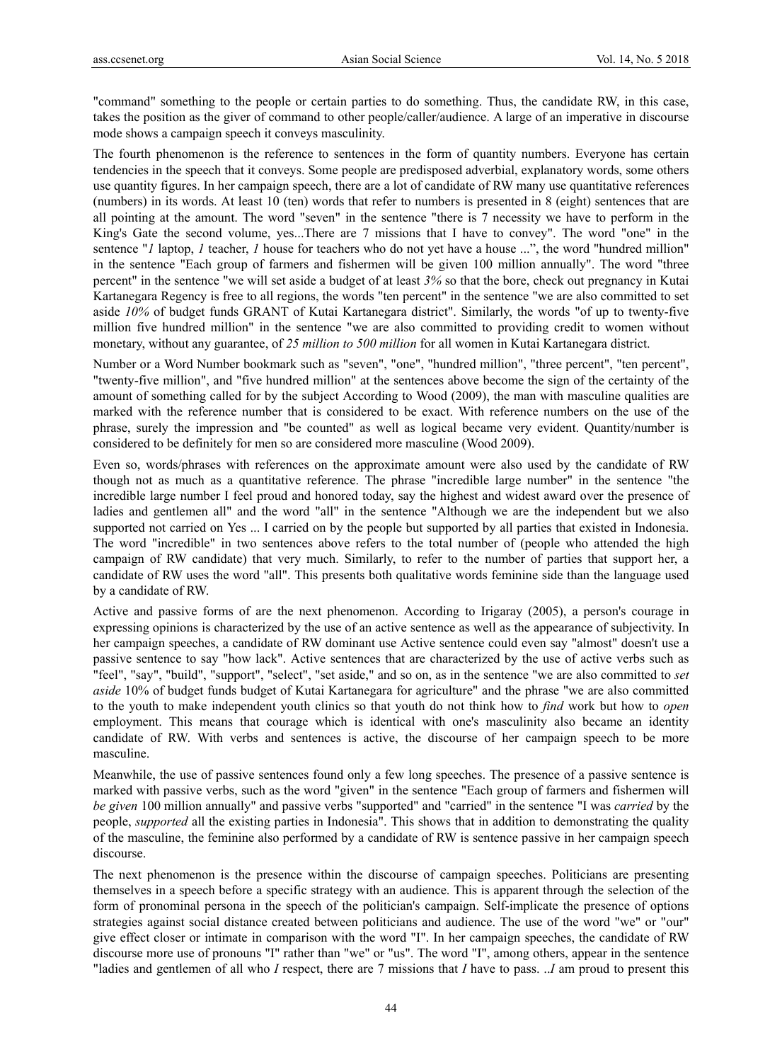"command" something to the people or certain parties to do something. Thus, the candidate RW, in this case, takes the position as the giver of command to other people/caller/audience. A large of an imperative in discourse mode shows a campaign speech it conveys masculinity.

The fourth phenomenon is the reference to sentences in the form of quantity numbers. Everyone has certain tendencies in the speech that it conveys. Some people are predisposed adverbial, explanatory words, some others use quantity figures. In her campaign speech, there are a lot of candidate of RW many use quantitative references (numbers) in its words. At least 10 (ten) words that refer to numbers is presented in 8 (eight) sentences that are all pointing at the amount. The word "seven" in the sentence "there is 7 necessity we have to perform in the King's Gate the second volume, yes...There are 7 missions that I have to convey". The word "one" in the sentence "*1* laptop, *1* teacher, *1* house for teachers who do not yet have a house ...", the word "hundred million" in the sentence "Each group of farmers and fishermen will be given 100 million annually". The word "three percent" in the sentence "we will set aside a budget of at least *3%* so that the bore, check out pregnancy in Kutai Kartanegara Regency is free to all regions, the words "ten percent" in the sentence "we are also committed to set aside *10%* of budget funds GRANT of Kutai Kartanegara district". Similarly, the words "of up to twenty-five million five hundred million" in the sentence "we are also committed to providing credit to women without monetary, without any guarantee, of *25 million to 500 million* for all women in Kutai Kartanegara district.

Number or a Word Number bookmark such as "seven", "one", "hundred million", "three percent", "ten percent", "twenty-five million", and "five hundred million" at the sentences above become the sign of the certainty of the amount of something called for by the subject According to Wood (2009), the man with masculine qualities are marked with the reference number that is considered to be exact. With reference numbers on the use of the phrase, surely the impression and "be counted" as well as logical became very evident. Quantity/number is considered to be definitely for men so are considered more masculine (Wood 2009).

Even so, words/phrases with references on the approximate amount were also used by the candidate of RW though not as much as a quantitative reference. The phrase "incredible large number" in the sentence "the incredible large number I feel proud and honored today, say the highest and widest award over the presence of ladies and gentlemen all" and the word "all" in the sentence "Although we are the independent but we also supported not carried on Yes ... I carried on by the people but supported by all parties that existed in Indonesia. The word "incredible" in two sentences above refers to the total number of (people who attended the high campaign of RW candidate) that very much. Similarly, to refer to the number of parties that support her, a candidate of RW uses the word "all". This presents both qualitative words feminine side than the language used by a candidate of RW.

Active and passive forms of are the next phenomenon. According to Irigaray (2005), a person's courage in expressing opinions is characterized by the use of an active sentence as well as the appearance of subjectivity. In her campaign speeches, a candidate of RW dominant use Active sentence could even say "almost" doesn't use a passive sentence to say "how lack". Active sentences that are characterized by the use of active verbs such as "feel", "say", "build", "support", "select", "set aside," and so on, as in the sentence "we are also committed to *set aside* 10% of budget funds budget of Kutai Kartanegara for agriculture" and the phrase "we are also committed to the youth to make independent youth clinics so that youth do not think how to *find* work but how to *open* employment. This means that courage which is identical with one's masculinity also became an identity candidate of RW. With verbs and sentences is active, the discourse of her campaign speech to be more masculine.

Meanwhile, the use of passive sentences found only a few long speeches. The presence of a passive sentence is marked with passive verbs, such as the word "given" in the sentence "Each group of farmers and fishermen will *be given* 100 million annually" and passive verbs "supported" and "carried" in the sentence "I was *carried* by the people, *supported* all the existing parties in Indonesia". This shows that in addition to demonstrating the quality of the masculine, the feminine also performed by a candidate of RW is sentence passive in her campaign speech discourse.

The next phenomenon is the presence within the discourse of campaign speeches. Politicians are presenting themselves in a speech before a specific strategy with an audience. This is apparent through the selection of the form of pronominal persona in the speech of the politician's campaign. Self-implicate the presence of options strategies against social distance created between politicians and audience. The use of the word "we" or "our" give effect closer or intimate in comparison with the word "I". In her campaign speeches, the candidate of RW discourse more use of pronouns "I" rather than "we" or "us". The word "I", among others, appear in the sentence "ladies and gentlemen of all who *I* respect, there are 7 missions that *I* have to pass. ..*I* am proud to present this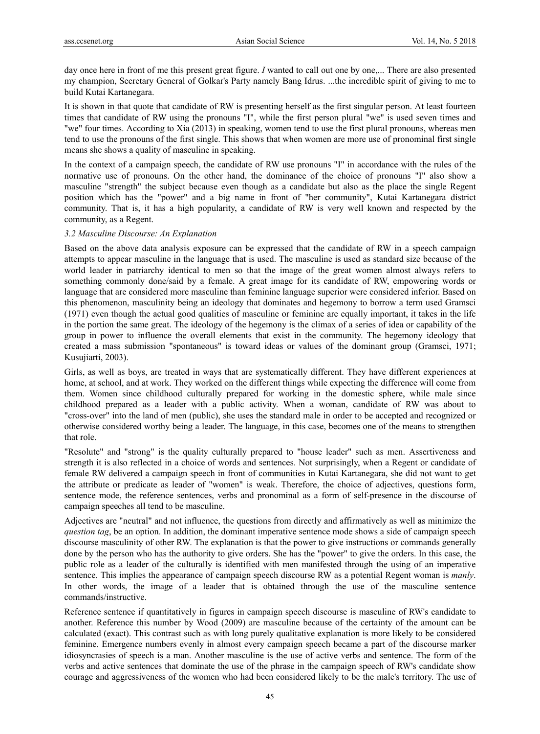day once here in front of me this present great figure. *I* wanted to call out one by one,... There are also presented my champion, Secretary General of Golkar's Party namely Bang Idrus. ...the incredible spirit of giving to me to build Kutai Kartanegara.

It is shown in that quote that candidate of RW is presenting herself as the first singular person. At least fourteen times that candidate of RW using the pronouns "I", while the first person plural "we" is used seven times and "we" four times. According to Xia (2013) in speaking, women tend to use the first plural pronouns, whereas men tend to use the pronouns of the first single. This shows that when women are more use of pronominal first single means she shows a quality of masculine in speaking.

In the context of a campaign speech, the candidate of RW use pronouns "I" in accordance with the rules of the normative use of pronouns. On the other hand, the dominance of the choice of pronouns "I" also show a masculine "strength" the subject because even though as a candidate but also as the place the single Regent position which has the "power" and a big name in front of "her community", Kutai Kartanegara district community. That is, it has a high popularity, a candidate of RW is very well known and respected by the community, as a Regent.

### *3.2 Masculine Discourse: An Explanation*

Based on the above data analysis exposure can be expressed that the candidate of RW in a speech campaign attempts to appear masculine in the language that is used. The masculine is used as standard size because of the world leader in patriarchy identical to men so that the image of the great women almost always refers to something commonly done/said by a female. A great image for its candidate of RW, empowering words or language that are considered more masculine than feminine language superior were considered inferior. Based on this phenomenon, masculinity being an ideology that dominates and hegemony to borrow a term used Gramsci (1971) even though the actual good qualities of masculine or feminine are equally important, it takes in the life in the portion the same great. The ideology of the hegemony is the climax of a series of idea or capability of the group in power to influence the overall elements that exist in the community. The hegemony ideology that created a mass submission "spontaneous" is toward ideas or values of the dominant group (Gramsci, 1971; Kusujiarti, 2003).

Girls, as well as boys, are treated in ways that are systematically different. They have different experiences at home, at school, and at work. They worked on the different things while expecting the difference will come from them. Women since childhood culturally prepared for working in the domestic sphere, while male since childhood prepared as a leader with a public activity. When a woman, candidate of RW was about to "cross-over" into the land of men (public), she uses the standard male in order to be accepted and recognized or otherwise considered worthy being a leader. The language, in this case, becomes one of the means to strengthen that role.

"Resolute" and "strong" is the quality culturally prepared to "house leader" such as men. Assertiveness and strength it is also reflected in a choice of words and sentences. Not surprisingly, when a Regent or candidate of female RW delivered a campaign speech in front of communities in Kutai Kartanegara, she did not want to get the attribute or predicate as leader of "women" is weak. Therefore, the choice of adjectives, questions form, sentence mode, the reference sentences, verbs and pronominal as a form of self-presence in the discourse of campaign speeches all tend to be masculine.

Adjectives are "neutral" and not influence, the questions from directly and affirmatively as well as minimize the *question tag*, be an option. In addition, the dominant imperative sentence mode shows a side of campaign speech discourse masculinity of other RW. The explanation is that the power to give instructions or commands generally done by the person who has the authority to give orders. She has the "power" to give the orders. In this case, the public role as a leader of the culturally is identified with men manifested through the using of an imperative sentence. This implies the appearance of campaign speech discourse RW as a potential Regent woman is *manly*. In other words, the image of a leader that is obtained through the use of the masculine sentence commands/instructive.

Reference sentence if quantitatively in figures in campaign speech discourse is masculine of RW's candidate to another. Reference this number by Wood (2009) are masculine because of the certainty of the amount can be calculated (exact). This contrast such as with long purely qualitative explanation is more likely to be considered feminine. Emergence numbers evenly in almost every campaign speech became a part of the discourse marker idiosyncrasies of speech is a man. Another masculine is the use of active verbs and sentence. The form of the verbs and active sentences that dominate the use of the phrase in the campaign speech of RW's candidate show courage and aggressiveness of the women who had been considered likely to be the male's territory. The use of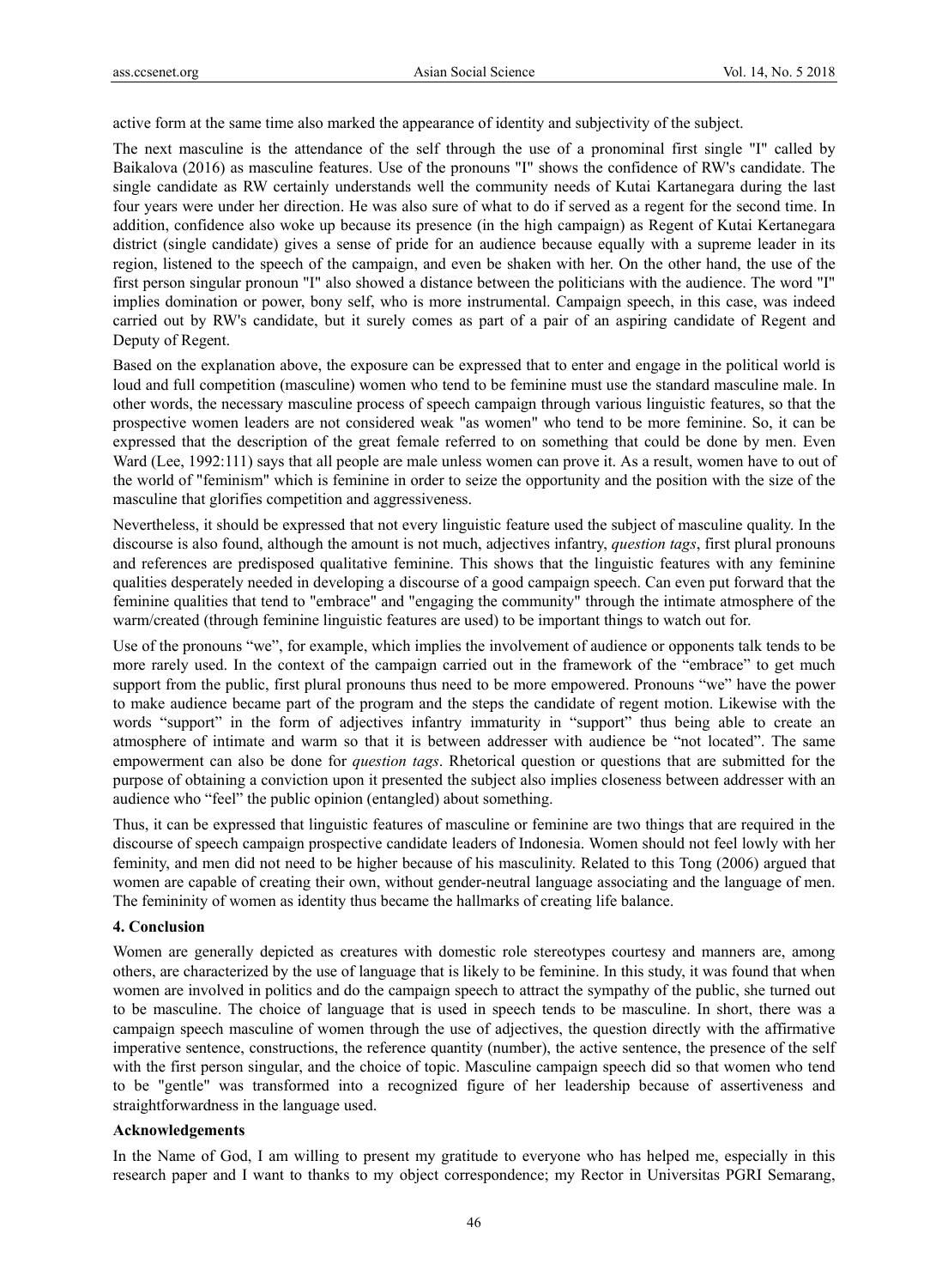active form at the same time also marked the appearance of identity and subjectivity of the subject.

The next masculine is the attendance of the self through the use of a pronominal first single "I" called by Baikalova (2016) as masculine features. Use of the pronouns "I" shows the confidence of RW's candidate. The single candidate as RW certainly understands well the community needs of Kutai Kartanegara during the last four years were under her direction. He was also sure of what to do if served as a regent for the second time. In addition, confidence also woke up because its presence (in the high campaign) as Regent of Kutai Kertanegara district (single candidate) gives a sense of pride for an audience because equally with a supreme leader in its region, listened to the speech of the campaign, and even be shaken with her. On the other hand, the use of the first person singular pronoun "I" also showed a distance between the politicians with the audience. The word "I" implies domination or power, bony self, who is more instrumental. Campaign speech, in this case, was indeed carried out by RW's candidate, but it surely comes as part of a pair of an aspiring candidate of Regent and Deputy of Regent.

Based on the explanation above, the exposure can be expressed that to enter and engage in the political world is loud and full competition (masculine) women who tend to be feminine must use the standard masculine male. In other words, the necessary masculine process of speech campaign through various linguistic features, so that the prospective women leaders are not considered weak "as women" who tend to be more feminine. So, it can be expressed that the description of the great female referred to on something that could be done by men. Even Ward (Lee, 1992:111) says that all people are male unless women can prove it. As a result, women have to out of the world of "feminism" which is feminine in order to seize the opportunity and the position with the size of the masculine that glorifies competition and aggressiveness.

Nevertheless, it should be expressed that not every linguistic feature used the subject of masculine quality. In the discourse is also found, although the amount is not much, adjectives infantry, *question tags*, first plural pronouns and references are predisposed qualitative feminine. This shows that the linguistic features with any feminine qualities desperately needed in developing a discourse of a good campaign speech. Can even put forward that the feminine qualities that tend to "embrace" and "engaging the community" through the intimate atmosphere of the warm/created (through feminine linguistic features are used) to be important things to watch out for.

Use of the pronouns "we", for example, which implies the involvement of audience or opponents talk tends to be more rarely used. In the context of the campaign carried out in the framework of the "embrace" to get much support from the public, first plural pronouns thus need to be more empowered. Pronouns "we" have the power to make audience became part of the program and the steps the candidate of regent motion. Likewise with the words "support" in the form of adjectives infantry immaturity in "support" thus being able to create an atmosphere of intimate and warm so that it is between addresser with audience be "not located". The same empowerment can also be done for *question tags*. Rhetorical question or questions that are submitted for the purpose of obtaining a conviction upon it presented the subject also implies closeness between addresser with an audience who "feel" the public opinion (entangled) about something.

Thus, it can be expressed that linguistic features of masculine or feminine are two things that are required in the discourse of speech campaign prospective candidate leaders of Indonesia. Women should not feel lowly with her feminity, and men did not need to be higher because of his masculinity. Related to this Tong (2006) argued that women are capable of creating their own, without gender-neutral language associating and the language of men. The femininity of women as identity thus became the hallmarks of creating life balance.

## 4. Conclusion

Women are generally depicted as creatures with domestic role stereotypes courtesy and manners are, among others, are characterized by the use of language that is likely to be feminine. In this study, it was found that when women are involved in politics and do the campaign speech to attract the sympathy of the public, she turned out to be masculine. The choice of language that is used in speech tends to be masculine. In short, there was a campaign speech masculine of women through the use of adjectives, the question directly with the affirmative imperative sentence, constructions, the reference quantity (number), the active sentence, the presence of the self with the first person singular, and the choice of topic. Masculine campaign speech did so that women who tend to be "gentle" was transformed into a recognized figure of her leadership because of assertiveness and straightforwardness in the language used.

## Acknowledgements

In the Name of God, I am willing to present my gratitude to everyone who has helped me, especially in this research paper and I want to thanks to my object correspondence; my Rector in Universitas PGRI Semarang,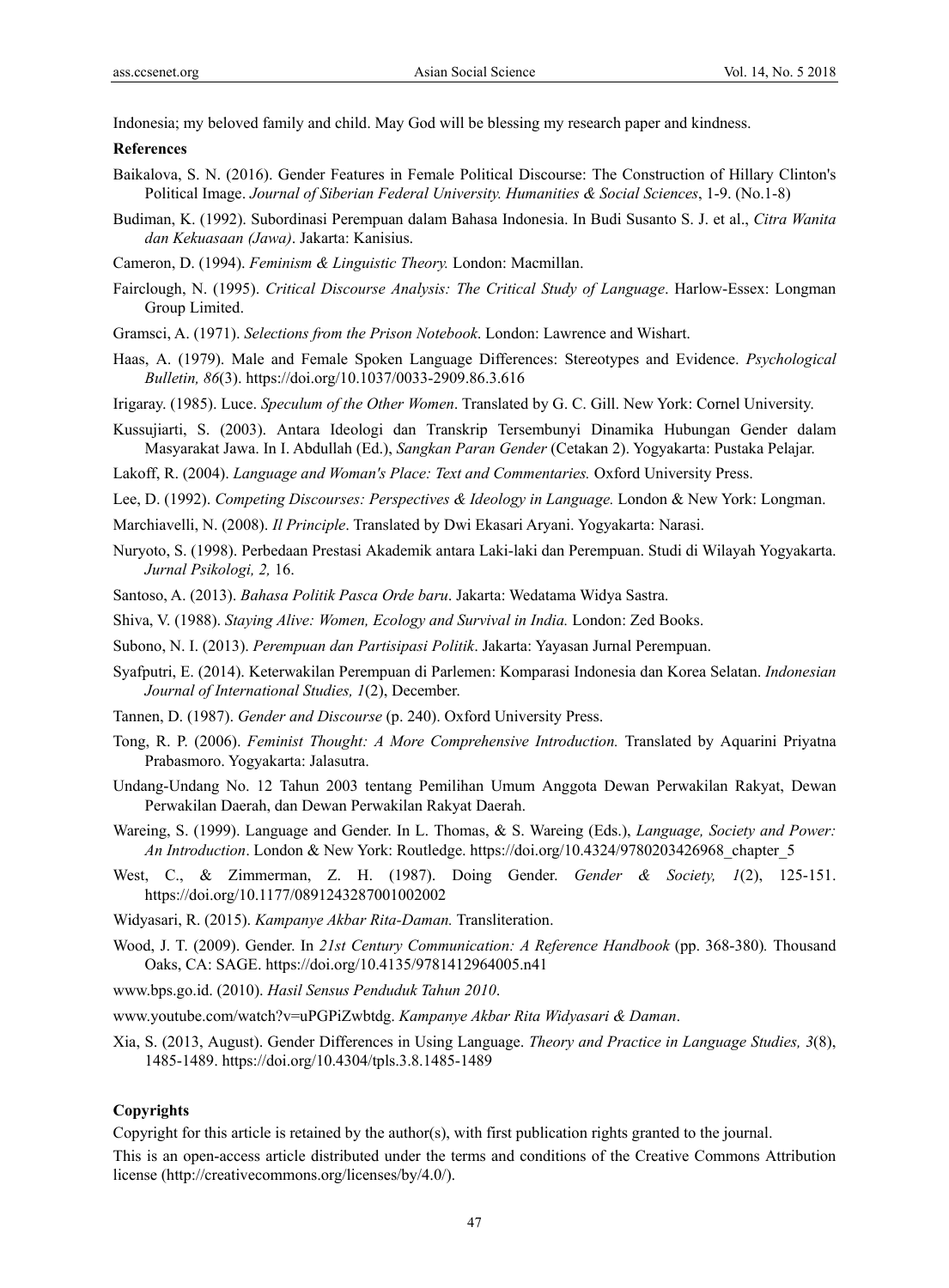Indonesia; my beloved family and child. May God will be blessing my research paper and kindness.

## References

Baikalova, S. N. (2016). Gender Features in Female Political Discourse: The Construction of Hillary Clinton's Political Image. *Journal of Siberian Federal University. Humanities & Social Sciences*, 1-9. (No.1-8)

Budiman, K. (1992). Subordinasi Perempuan dalam Bahasa Indonesia. In Budi Susanto S. J. et al., *Citra Wanita dan Kekuasaan (Jawa)*. Jakarta: Kanisius.

Cameron, D. (1994). *Feminism & Linguistic Theory.* London: Macmillan.

Fairclough, N. (1995). *Critical Discourse Analysis: The Critical Study of Language*. Harlow-Essex: Longman Group Limited.

Gramsci, A. (1971). *Selections from the Prison Notebook*. London: Lawrence and Wishart.

Haas, A. (1979). Male and Female Spoken Language Differences: Stereotypes and Evidence. *Psychological Bulletin, 86*(3). https://doi.org/10.1037/0033-2909.86.3.616

Irigaray. (1985). Luce. *Speculum of the Other Women*. Translated by G. C. Gill. New York: Cornel University.

Kussujiarti, S. (2003). Antara Ideologi dan Transkrip Tersembunyi Dinamika Hubungan Gender dalam Masyarakat Jawa. In I. Abdullah (Ed.), *Sangkan Paran Gender* (Cetakan 2). Yogyakarta: Pustaka Pelajar.

Lakoff, R. (2004). *Language and Woman's Place: Text and Commentaries.* Oxford University Press.

Lee, D. (1992). *Competing Discourses: Perspectives & Ideology in Language.* London & New York: Longman.

Marchiavelli, N. (2008). *Il Principle*. Translated by Dwi Ekasari Aryani. Yogyakarta: Narasi.

Nuryoto, S. (1998). Perbedaan Prestasi Akademik antara Laki-laki dan Perempuan. Studi di Wilayah Yogyakarta. *Jurnal Psikologi, 2,* 16.

Santoso, A. (2013). *Bahasa Politik Pasca Orde baru*. Jakarta: Wedatama Widya Sastra.

Shiva, V. (1988). *Staying Alive: Women, Ecology and Survival in India.* London: Zed Books.

Subono, N. I. (2013). *Perempuan dan Partisipasi Politik*. Jakarta: Yayasan Jurnal Perempuan.

Syafputri, E. (2014). Keterwakilan Perempuan di Parlemen: Komparasi Indonesia dan Korea Selatan. *Indonesian Journal of International Studies, 1*(2), December.

Tannen, D. (1987). *Gender and Discourse* (p. 240). Oxford University Press.

Tong, R. P. (2006). *Feminist Thought: A More Comprehensive Introduction.* Translated by Aquarini Priyatna Prabasmoro. Yogyakarta: Jalasutra.

Undang-Undang No. 12 Tahun 2003 tentang Pemilihan Umum Anggota Dewan Perwakilan Rakyat, Dewan Perwakilan Daerah, dan Dewan Perwakilan Rakyat Daerah.

Wareing, S. (1999). Language and Gender. In L. Thomas, & S. Wareing (Eds.), *Language, Society and Power: An Introduction*. London & New York: Routledge. https://doi.org/10.4324/9780203426968_chapter_5

West, C., & Zimmerman, Z. H. (1987). Doing Gender. *Gender & Society, 1*(2), 125-151. https://doi.org/10.1177/0891243287001002002

Widyasari, R. (2015). *Kampanye Akbar Rita-Daman.* Transliteration.

Wood, J. T. (2009). Gender. In *21st Century Communication: A Reference Handbook* (pp. 368-380)*.* Thousand Oaks, CA: SAGE. https://doi.org/10.4135/9781412964005.n41

www.bps.go.id. (2010). *Hasil Sensus Penduduk Tahun 2010*.

www.youtube.com/watch?v=uPGPiZwbtdg. *Kampanye Akbar Rita Widyasari & Daman*.

Xia, S. (2013, August). Gender Differences in Using Language. *Theory and Practice in Language Studies, 3*(8), 1485-1489. https://doi.org/10.4304/tpls.3.8.1485-1489

## Copyrights

Copyright for this article is retained by the author(s), with first publication rights granted to the journal.

This is an open-access article distributed under the terms and conditions of the Creative Commons Attribution license (http://creativecommons.org/licenses/by/4.0/).